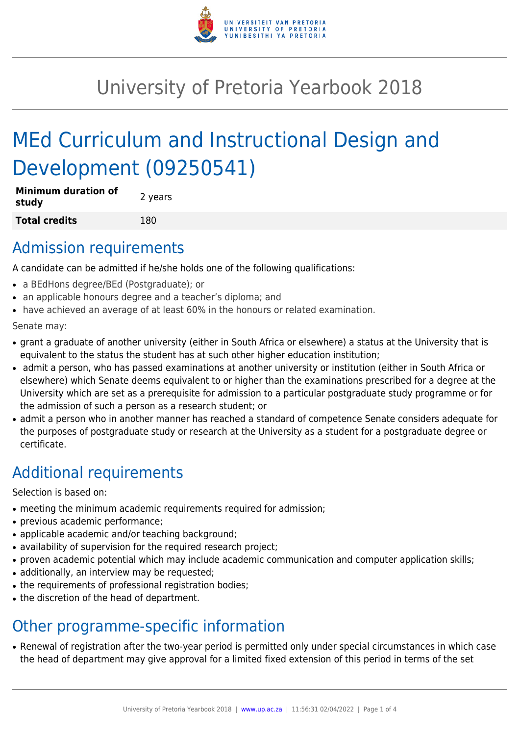# University of Pretoria Yearbook 2018

# MEd Curriculum and Instructional Design and Development (09250541)

| **Minimum duration of study** | 2 years |
|---|---|
| **Total credits** | 180 |

## Admission requirements

A candidate can be admitted if he/she holds one of the following qualifications:

- a BEdHons degree/BEd (Postgraduate); or
- an applicable honours degree and a teacher's diploma; and
- have achieved an average of at least 60% in the honours or related examination.

Senate may:

- grant a graduate of another university (either in South Africa or elsewhere) a status at the University that is equivalent to the status the student has at such other higher education institution;
- admit a person, who has passed examinations at another university or institution (either in South Africa or elsewhere) which Senate deems equivalent to or higher than the examinations prescribed for a degree at the University which are set as a prerequisite for admission to a particular postgraduate study programme or for the admission of such a person as a research student; or
- admit a person who in another manner has reached a standard of competence Senate considers adequate for the purposes of postgraduate study or research at the University as a student for a postgraduate degree or certificate.

## Additional requirements

Selection is based on:

- meeting the minimum academic requirements required for admission;
- previous academic performance;
- applicable academic and/or teaching background;
- availability of supervision for the required research project;
- proven academic potential which may include academic communication and computer application skills;
- additionally, an interview may be requested;
- the requirements of professional registration bodies;
- the discretion of the head of department.

## Other programme-specific information

- Renewal of registration after the two-year period is permitted only under special circumstances in which case the head of department may give approval for a limited fixed extension of this period in terms of the set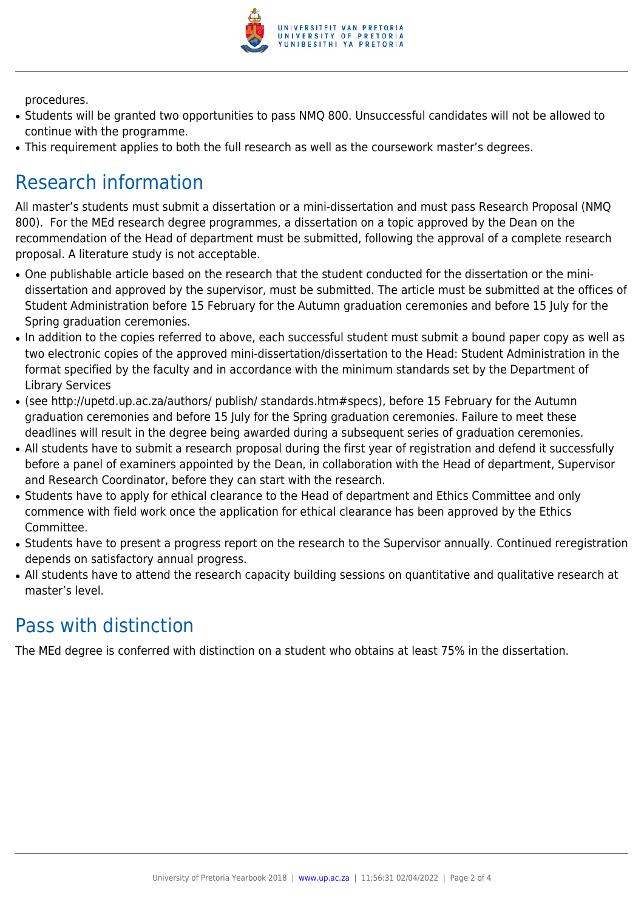procedures.

- Students will be granted two opportunities to pass NMQ 800. Unsuccessful candidates will not be allowed to continue with the programme.
- This requirement applies to both the full research as well as the coursework master's degrees.

## Research information

All master's students must submit a dissertation or a mini-dissertation and must pass Research Proposal (NMQ 800). For the MEd research degree programmes, a dissertation on a topic approved by the Dean on the recommendation of the Head of department must be submitted, following the approval of a complete research proposal. A literature study is not acceptable.

- One publishable article based on the research that the student conducted for the dissertation or the mini-dissertation and approved by the supervisor, must be submitted. The article must be submitted at the offices of Student Administration before 15 February for the Autumn graduation ceremonies and before 15 July for the Spring graduation ceremonies.
- In addition to the copies referred to above, each successful student must submit a bound paper copy as well as two electronic copies of the approved mini-dissertation/dissertation to the Head: Student Administration in the format specified by the faculty and in accordance with the minimum standards set by the Department of Library Services
- (see http://upetd.up.ac.za/authors/ publish/ standards.htm#specs), before 15 February for the Autumn graduation ceremonies and before 15 July for the Spring graduation ceremonies. Failure to meet these deadlines will result in the degree being awarded during a subsequent series of graduation ceremonies.
- All students have to submit a research proposal during the first year of registration and defend it successfully before a panel of examiners appointed by the Dean, in collaboration with the Head of department, Supervisor and Research Coordinator, before they can start with the research.
- Students have to apply for ethical clearance to the Head of department and Ethics Committee and only commence with field work once the application for ethical clearance has been approved by the Ethics Committee.
- Students have to present a progress report on the research to the Supervisor annually. Continued reregistration depends on satisfactory annual progress.
- All students have to attend the research capacity building sessions on quantitative and qualitative research at master's level.

## Pass with distinction

The MEd degree is conferred with distinction on a student who obtains at least 75% in the dissertation.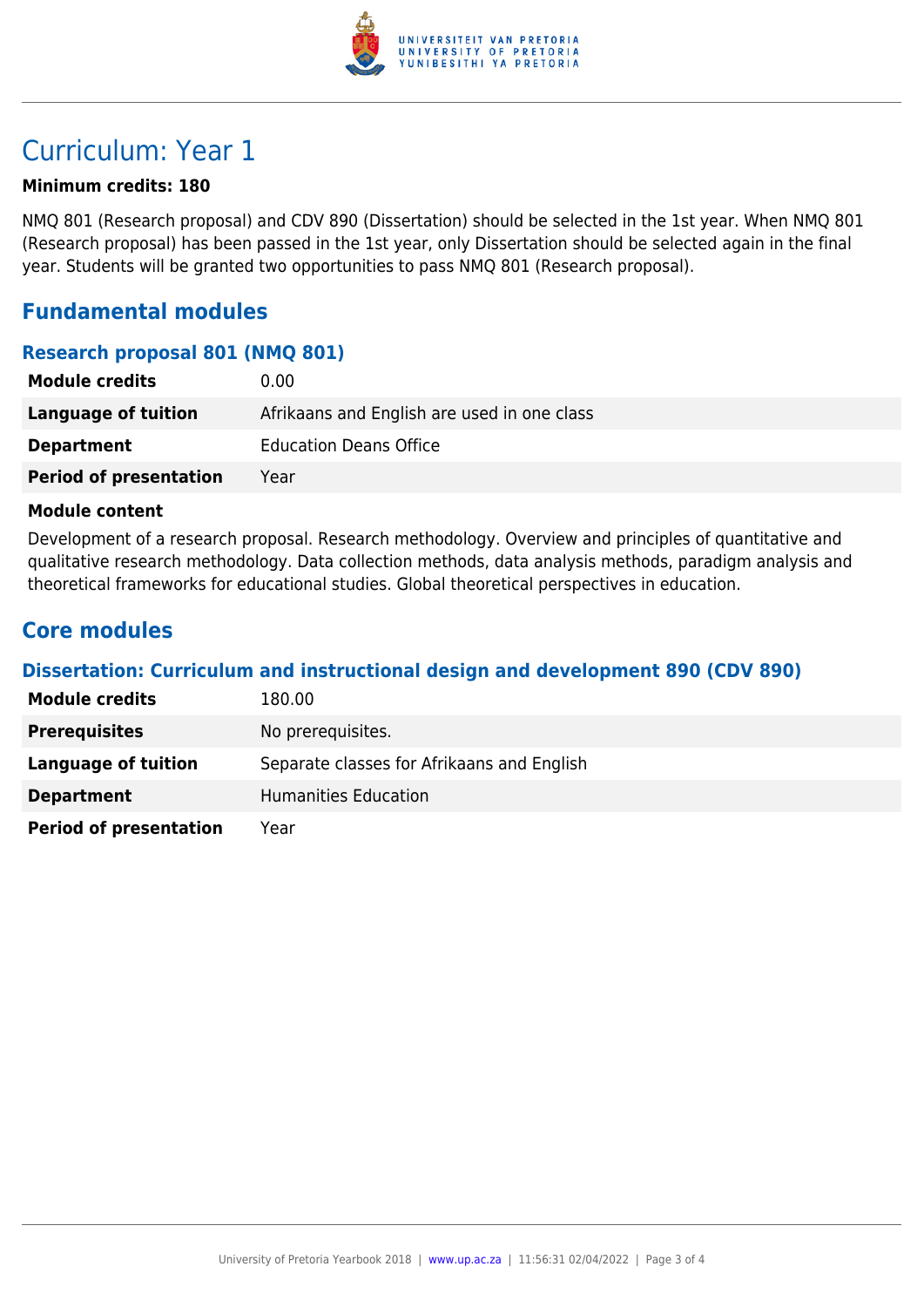# Curriculum: Year 1

**Minimum credits: 180**

NMQ 801 (Research proposal) and CDV 890 (Dissertation) should be selected in the 1st year. When NMQ 801 (Research proposal) has been passed in the 1st year, only Dissertation should be selected again in the final year. Students will be granted two opportunities to pass NMQ 801 (Research proposal).

## Fundamental modules

### Research proposal 801 (NMQ 801)

| | |
|---|---|
| **Module credits** | 0.00 |
| **Language of tuition** | Afrikaans and English are used in one class |
| **Department** | Education Deans Office |
| **Period of presentation** | Year |

**Module content**

Development of a research proposal. Research methodology. Overview and principles of quantitative and qualitative research methodology. Data collection methods, data analysis methods, paradigm analysis and theoretical frameworks for educational studies. Global theoretical perspectives in education.

## Core modules

### Dissertation: Curriculum and instructional design and development 890 (CDV 890)

| | |
|---|---|
| **Module credits** | 180.00 |
| **Prerequisites** | No prerequisites. |
| **Language of tuition** | Separate classes for Afrikaans and English |
| **Department** | Humanities Education |
| **Period of presentation** | Year |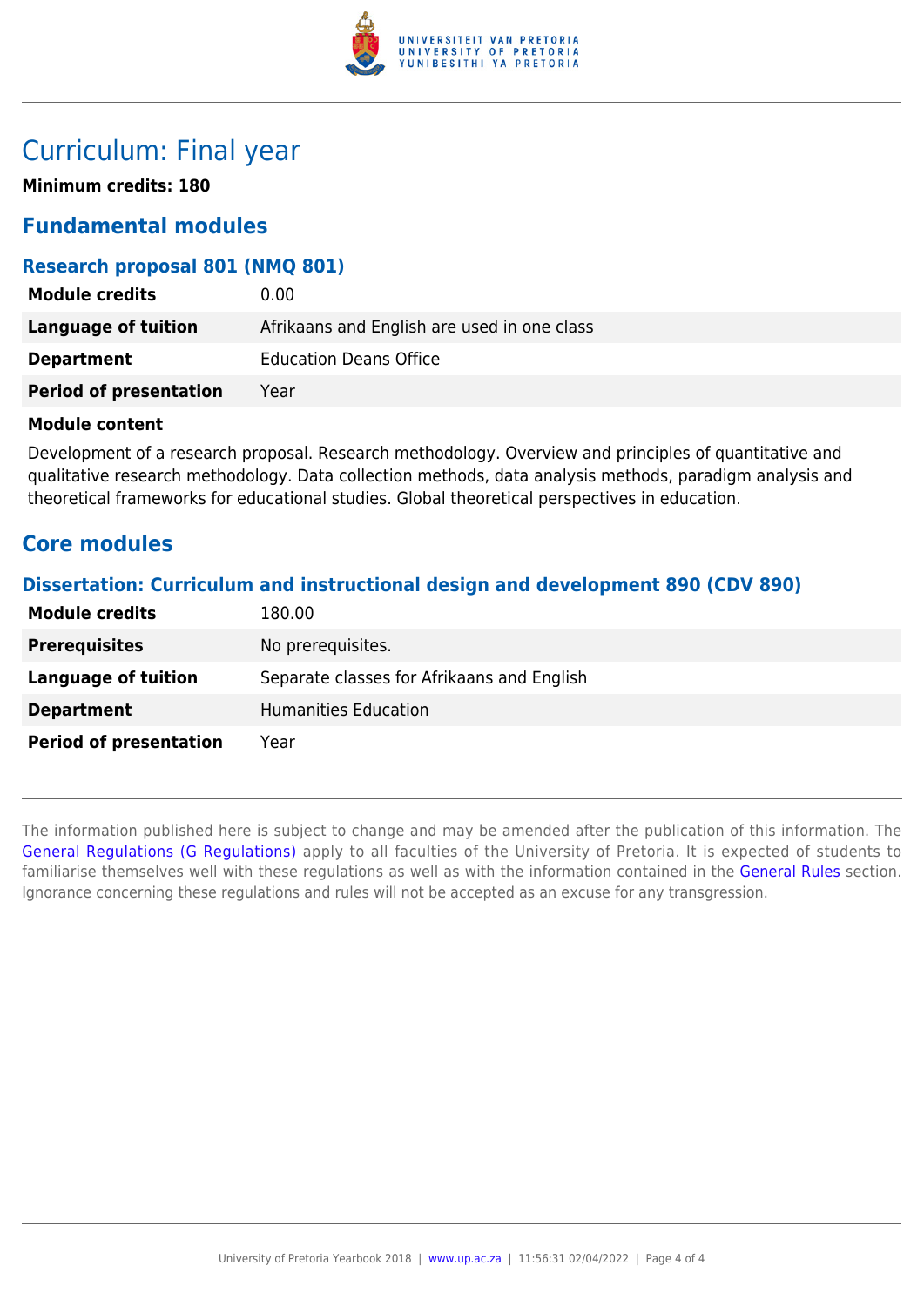# Curriculum: Final year

**Minimum credits: 180**

## Fundamental modules

### Research proposal 801 (NMQ 801)

| | |
|---|---|
| **Module credits** | 0.00 |
| **Language of tuition** | Afrikaans and English are used in one class |
| **Department** | Education Deans Office |
| **Period of presentation** | Year |

**Module content**

Development of a research proposal. Research methodology. Overview and principles of quantitative and qualitative research methodology. Data collection methods, data analysis methods, paradigm analysis and theoretical frameworks for educational studies. Global theoretical perspectives in education.

## Core modules

### Dissertation: Curriculum and instructional design and development 890 (CDV 890)

| | |
|---|---|
| **Module credits** | 180.00 |
| **Prerequisites** | No prerequisites. |
| **Language of tuition** | Separate classes for Afrikaans and English |
| **Department** | Humanities Education |
| **Period of presentation** | Year |

The information published here is subject to change and may be amended after the publication of this information. The General Regulations (G Regulations) apply to all faculties of the University of Pretoria. It is expected of students to familiarise themselves well with these regulations as well as with the information contained in the General Rules section. Ignorance concerning these regulations and rules will not be accepted as an excuse for any transgression.